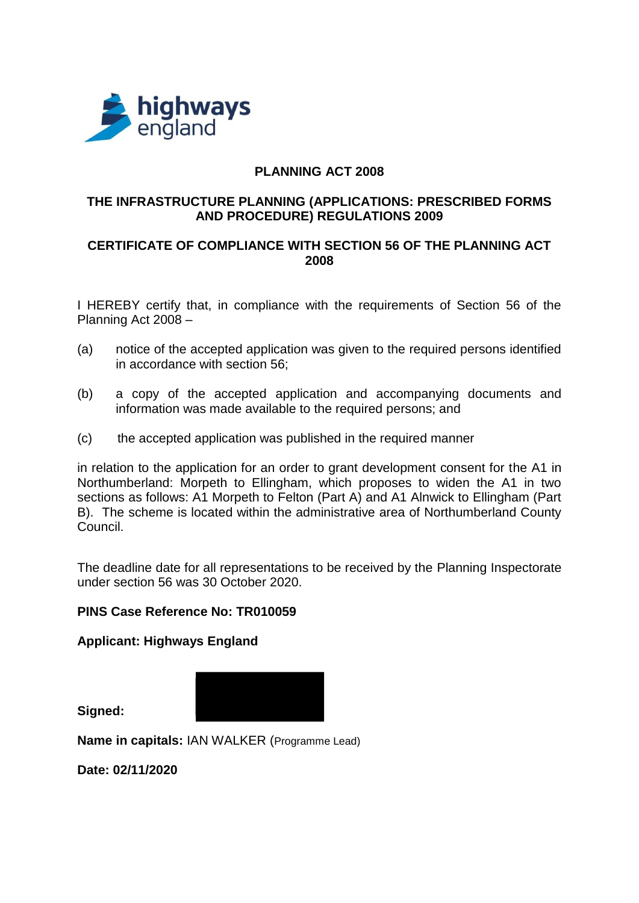highways england

# PLANNING ACT 2008

## THE INFRASTRUCTURE PLANNING (APPLICATIONS: PRESCRIBED FORMS AND PROCEDURE) REGULATIONS 2009

## CERTIFICATE OF COMPLIANCE WITH SECTION 56 OF THE PLANNING ACT 2008

I HEREBY certify that, in compliance with the requirements of Section 56 of the Planning Act 2008 –

(a) notice of the accepted application was given to the required persons identified in accordance with section 56;

(b) a copy of the accepted application and accompanying documents and information was made available to the required persons; and

(c) the accepted application was published in the required manner

in relation to the application for an order to grant development consent for the A1 in Northumberland: Morpeth to Ellingham, which proposes to widen the A1 in two sections as follows: A1 Morpeth to Felton (Part A) and A1 Alnwick to Ellingham (Part B). The scheme is located within the administrative area of Northumberland County Council.

The deadline date for all representations to be received by the Planning Inspectorate under section 56 was 30 October 2020.

**PINS Case Reference No: TR010059**

**Applicant: Highways England**

**Signed:**

**Name in capitals:** IAN WALKER (Programme Lead)

**Date: 02/11/2020**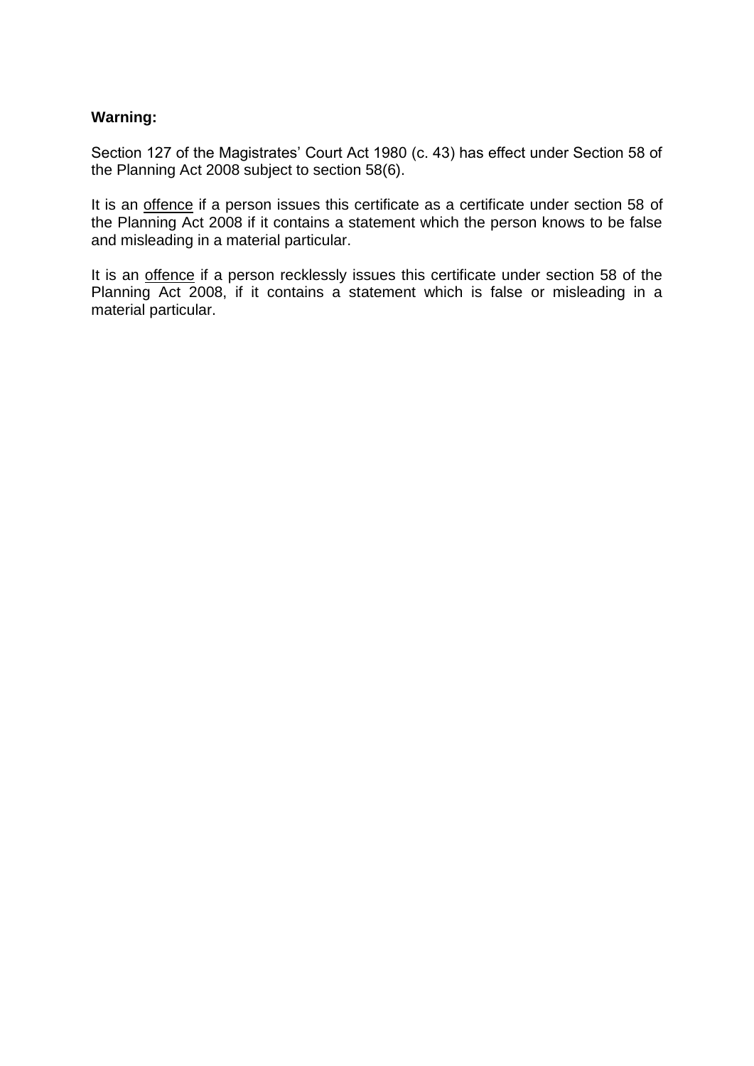**Warning:**

Section 127 of the Magistrates' Court Act 1980 (c. 43) has effect under Section 58 of the Planning Act 2008 subject to section 58(6).

It is an <u>offence</u> if a person issues this certificate as a certificate under section 58 of the Planning Act 2008 if it contains a statement which the person knows to be false and misleading in a material particular.

It is an <u>offence</u> if a person recklessly issues this certificate under section 58 of the Planning Act 2008, if it contains a statement which is false or misleading in a material particular.